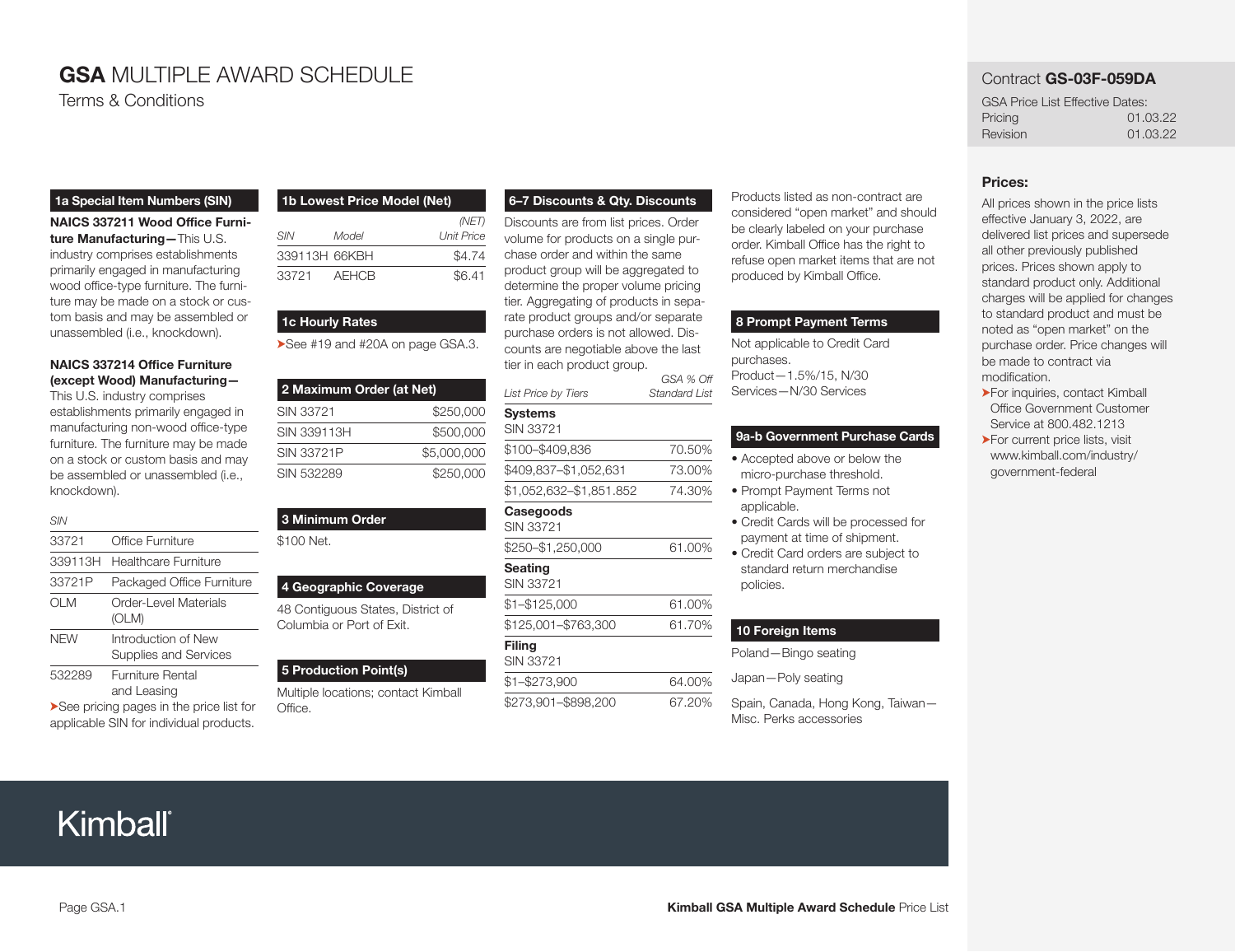# GSA MULTIPLE AWARD SCHEDULE

Terms & Conditions

Contract **GS-03F-059DA**

GSA Price List Effective Dates:

| | |
|---|---|
| Pricing | 01.03.22 |
| Revision | 01.03.22 |

## 1a Special Item Numbers (SIN)

**NAICS 337211 Wood Office Furniture Manufacturing—**This U.S. industry comprises establishments primarily engaged in manufacturing wood office-type furniture. The furniture may be made on a stock or custom basis and may be assembled or unassembled (i.e., knockdown).

**NAICS 337214 Office Furniture (except Wood) Manufacturing—**This U.S. industry comprises establishments primarily engaged in manufacturing non-wood office-type furniture. The furniture may be made on a stock or custom basis and may be assembled or unassembled (i.e., knockdown).

| *SIN* | |
|---|---|
| 33721 | Office Furniture |
| 339113H | Healthcare Furniture |
| 33721P | Packaged Office Furniture |
| OLM | Order-Level Materials (OLM) |
| NEW | Introduction of New Supplies and Services |
| 532289 | Furniture Rental and Leasing |

➤See pricing pages in the price list for applicable SIN for individual products.

## 1b Lowest Price Model (Net)

| *SIN* | *Model* | *(NET) Unit Price* |
|---|---|---|
| 339113H | 66KBH | $4.74 |
| 33721 | AEHCB | $6.41 |

## 1c Hourly Rates

➤See #19 and #20A on page GSA.3.

## 2 Maximum Order (at Net)

| | |
|---|---|
| SIN 33721 | $250,000 |
| SIN 339113H | $500,000 |
| SIN 33721P | $5,000,000 |
| SIN 532289 | $250,000 |

## 3 Minimum Order

$100 Net.

## 4 Geographic Coverage

48 Contiguous States, District of Columbia or Port of Exit.

## 5 Production Point(s)

Multiple locations; contact Kimball Office.

## 6–7 Discounts & Qty. Discounts

Discounts are from list prices. Order volume for products on a single purchase order and within the same product group will be aggregated to determine the proper volume pricing tier. Aggregating of products in separate product groups and/or separate purchase orders is not allowed. Discounts are negotiable above the last tier in each product group.

| *List Price by Tiers* | *GSA % Off Standard List* |
|---|---|
| **Systems** SIN 33721 | |
| $100–$409,836 | 70.50% |
| $409,837–$1,052,631 | 73.00% |
| $1,052,632–$1,851.852 | 74.30% |
| **Casegoods** SIN 33721 | |
| $250–$1,250,000 | 61.00% |
| **Seating** SIN 33721 | |
| $1–$125,000 | 61.00% |
| $125,001–$763,300 | 61.70% |
| **Filing** SIN 33721 | |
| $1–$273,900 | 64.00% |
| $273,901–$898,200 | 67.20% |

Products listed as non-contract are considered "open market" and should be clearly labeled on your purchase order. Kimball Office has the right to refuse open market items that are not produced by Kimball Office.

## 8 Prompt Payment Terms

Not applicable to Credit Card purchases.

Product—1.5%/15, N/30

Services—N/30 Services

## 9a-b Government Purchase Cards

- Accepted above or below the micro-purchase threshold.
- Prompt Payment Terms not applicable.
- Credit Cards will be processed for payment at time of shipment.
- Credit Card orders are subject to standard return merchandise policies.

## 10 Foreign Items

Poland—Bingo seating

Japan—Poly seating

Spain, Canada, Hong Kong, Taiwan—Misc. Perks accessories

## Prices:

All prices shown in the price lists effective January 3, 2022, are delivered list prices and supersede all other previously published prices. Prices shown apply to standard product only. Additional charges will be applied for changes to standard product and must be noted as "open market" on the purchase order. Price changes will be made to contract via modification.

➤For inquiries, contact Kimball Office Government Customer Service at 800.482.1213

➤For current price lists, visit www.kimball.com/industry/government-federal

Kimball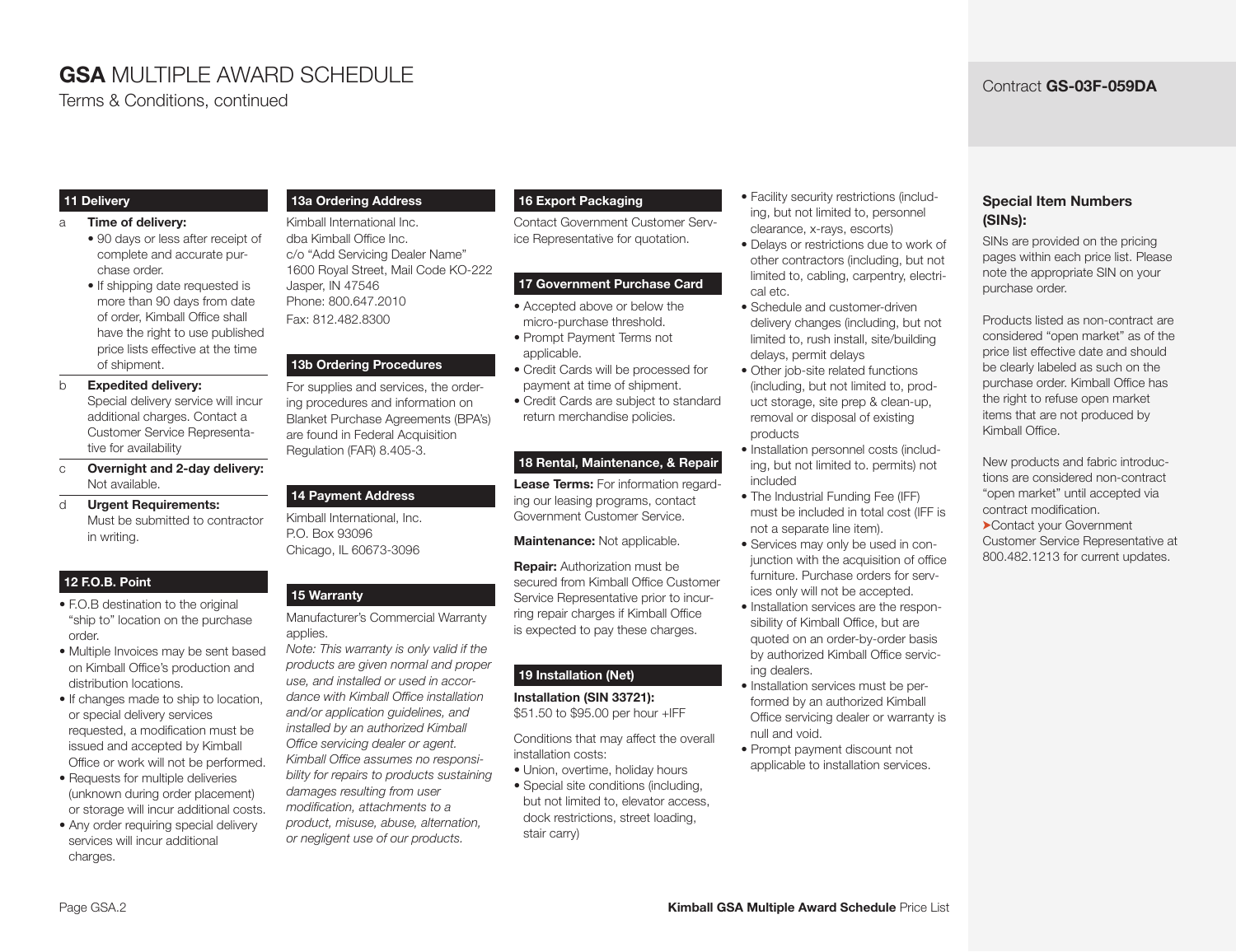# **GSA** MULTIPLE AWARD SCHEDULE

Terms & Conditions, continued

Contract **GS-03F-059DA**

### 11 Delivery

a **Time of delivery:**
- 90 days or less after receipt of complete and accurate purchase order.
- If shipping date requested is more than 90 days from date of order, Kimball Office shall have the right to use published price lists effective at the time of shipment.

b **Expedited delivery:**
Special delivery service will incur additional charges. Contact a Customer Service Representative for availability

c **Overnight and 2-day delivery:**
Not available.

d **Urgent Requirements:**
Must be submitted to contractor in writing.

### 12 F.O.B. Point

- F.O.B destination to the original "ship to" location on the purchase order.
- Multiple Invoices may be sent based on Kimball Office's production and distribution locations.
- If changes made to ship to location, or special delivery services requested, a modification must be issued and accepted by Kimball Office or work will not be performed.
- Requests for multiple deliveries (unknown during order placement) or storage will incur additional costs.
- Any order requiring special delivery services will incur additional charges.

### 13a Ordering Address

Kimball International Inc.
dba Kimball Office Inc.
c/o "Add Servicing Dealer Name"
1600 Royal Street, Mail Code KO-222
Jasper, IN 47546
Phone: 800.647.2010
Fax: 812.482.8300

### 13b Ordering Procedures

For supplies and services, the ordering procedures and information on Blanket Purchase Agreements (BPA's) are found in Federal Acquisition Regulation (FAR) 8.405-3.

### 14 Payment Address

Kimball International, Inc.
P.O. Box 93096
Chicago, IL 60673-3096

### 15 Warranty

Manufacturer's Commercial Warranty applies.

*Note: This warranty is only valid if the products are given normal and proper use, and installed or used in accordance with Kimball Office installation and/or application guidelines, and installed by an authorized Kimball Office servicing dealer or agent. Kimball Office assumes no responsibility for repairs to products sustaining damages resulting from user modification, attachments to a product, misuse, abuse, alternation, or negligent use of our products.*

### 16 Export Packaging

Contact Government Customer Service Representative for quotation.

### 17 Government Purchase Card

- Accepted above or below the micro-purchase threshold.
- Prompt Payment Terms not applicable.
- Credit Cards will be processed for payment at time of shipment.
- Credit Cards are subject to standard return merchandise policies.

### 18 Rental, Maintenance, & Repair

**Lease Terms:** For information regarding our leasing programs, contact Government Customer Service.

**Maintenance:** Not applicable.

**Repair:** Authorization must be secured from Kimball Office Customer Service Representative prior to incurring repair charges if Kimball Office is expected to pay these charges.

### 19 Installation (Net)

**Installation (SIN 33721):**
$51.50 to $95.00 per hour +IFF

Conditions that may affect the overall installation costs:

- Union, overtime, holiday hours
- Special site conditions (including, but not limited to, elevator access, dock restrictions, street loading, stair carry)
- Facility security restrictions (including, but not limited to, personnel clearance, x-rays, escorts)
- Delays or restrictions due to work of other contractors (including, but not limited to, cabling, carpentry, electrical etc.
- Schedule and customer-driven delivery changes (including, but not limited to, rush install, site/building delays, permit delays
- Other job-site related functions (including, but not limited to, product storage, site prep & clean-up, removal or disposal of existing products
- Installation personnel costs (including, but not limited to. permits) not included
- The Industrial Funding Fee (IFF) must be included in total cost (IFF is not a separate line item).
- Services may only be used in conjunction with the acquisition of office furniture. Purchase orders for services only will not be accepted.
- Installation services are the responsibility of Kimball Office, but are quoted on an order-by-order basis by authorized Kimball Office servicing dealers.
- Installation services must be performed by an authorized Kimball Office servicing dealer or warranty is null and void.
- Prompt payment discount not applicable to installation services.

### Special Item Numbers (SINs):

SINs are provided on the pricing pages within each price list. Please note the appropriate SIN on your purchase order.

Products listed as non-contract are considered "open market" as of the price list effective date and should be clearly labeled as such on the purchase order. Kimball Office has the right to refuse open market items that are not produced by Kimball Office.

New products and fabric introductions are considered non-contract "open market" until accepted via contract modification.

➤Contact your Government Customer Service Representative at 800.482.1213 for current updates.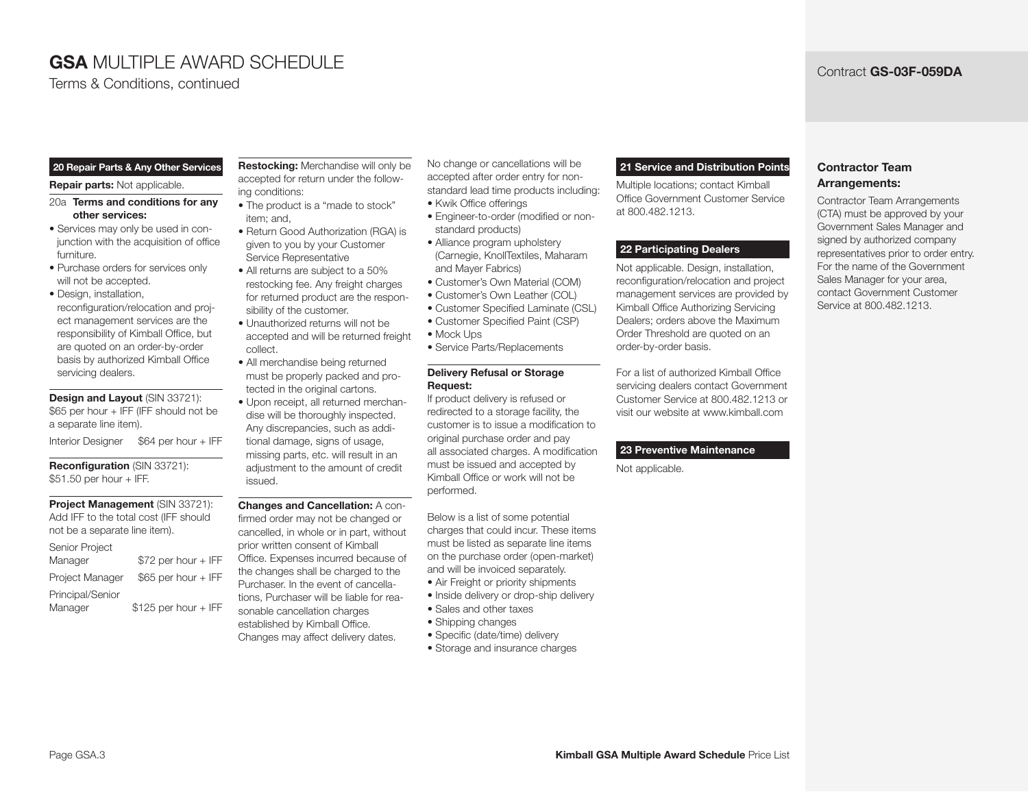# GSA MULTIPLE AWARD SCHEDULE

Terms & Conditions, continued

Contract **GS-03F-059DA**

## 20 Repair Parts & Any Other Services

**Repair parts:** Not applicable.

20a **Terms and conditions for any other services:**

- Services may only be used in conjunction with the acquisition of office furniture.
- Purchase orders for services only will not be accepted.
- Design, installation, reconfiguration/relocation and project management services are the responsibility of Kimball Office, but are quoted on an order-by-order basis by authorized Kimball Office servicing dealers.

**Design and Layout** (SIN 33721): $65 per hour + IFF (IFF should not be a separate line item).

| Interior Designer | $64 per hour + IFF |
|---|---|

**Reconfiguration** (SIN 33721): $51.50 per hour + IFF.

**Project Management** (SIN 33721): Add IFF to the total cost (IFF should not be a separate line item).

| | |
|---|---|
| Senior Project Manager | $72 per hour + IFF |
| Project Manager | $65 per hour + IFF |
| Principal/Senior Manager | $125 per hour + IFF |

**Restocking:** Merchandise will only be accepted for return under the following conditions:

- The product is a "made to stock" item; and,
- Return Good Authorization (RGA) is given to you by your Customer Service Representative
- All returns are subject to a 50% restocking fee. Any freight charges for returned product are the responsibility of the customer.
- Unauthorized returns will not be accepted and will be returned freight collect.
- All merchandise being returned must be properly packed and protected in the original cartons.
- Upon receipt, all returned merchandise will be thoroughly inspected. Any discrepancies, such as additional damage, signs of usage, missing parts, etc. will result in an adjustment to the amount of credit issued.

**Changes and Cancellation:** A confirmed order may not be changed or cancelled, in whole or in part, without prior written consent of Kimball Office. Expenses incurred because of the changes shall be charged to the Purchaser. In the event of cancellations, Purchaser will be liable for reasonable cancellation charges established by Kimball Office. Changes may affect delivery dates.

No change or cancellations will be accepted after order entry for non-standard lead time products including:

- Kwik Office offerings
- Engineer-to-order (modified or non-standard products)
- Alliance program upholstery (Carnegie, KnollTextiles, Maharam and Mayer Fabrics)
- Customer's Own Material (COM)
- Customer's Own Leather (COL)
- Customer Specified Laminate (CSL)
- Customer Specified Paint (CSP)
- Mock Ups
- Service Parts/Replacements

**Delivery Refusal or Storage Request:**

If product delivery is refused or redirected to a storage facility, the customer is to issue a modification to original purchase order and pay all associated charges. A modification must be issued and accepted by Kimball Office or work will not be performed.

Below is a list of some potential charges that could incur. These items must be listed as separate line items on the purchase order (open-market) and will be invoiced separately.

- Air Freight or priority shipments
- Inside delivery or drop-ship delivery
- Sales and other taxes
- Shipping changes
- Specific (date/time) delivery
- Storage and insurance charges

## 21 Service and Distribution Points

Multiple locations; contact Kimball Office Government Customer Service at 800.482.1213.

## 22 Participating Dealers

Not applicable. Design, installation, reconfiguration/relocation and project management services are provided by Kimball Office Authorizing Servicing Dealers; orders above the Maximum Order Threshold are quoted on an order-by-order basis.

For a list of authorized Kimball Office servicing dealers contact Government Customer Service at 800.482.1213 or visit our website at www.kimball.com

## 23 Preventive Maintenance

Not applicable.

### Contractor Team Arrangements:

Contractor Team Arrangements (CTA) must be approved by your Government Sales Manager and signed by authorized company representatives prior to order entry. For the name of the Government Sales Manager for your area, contact Government Customer Service at 800.482.1213.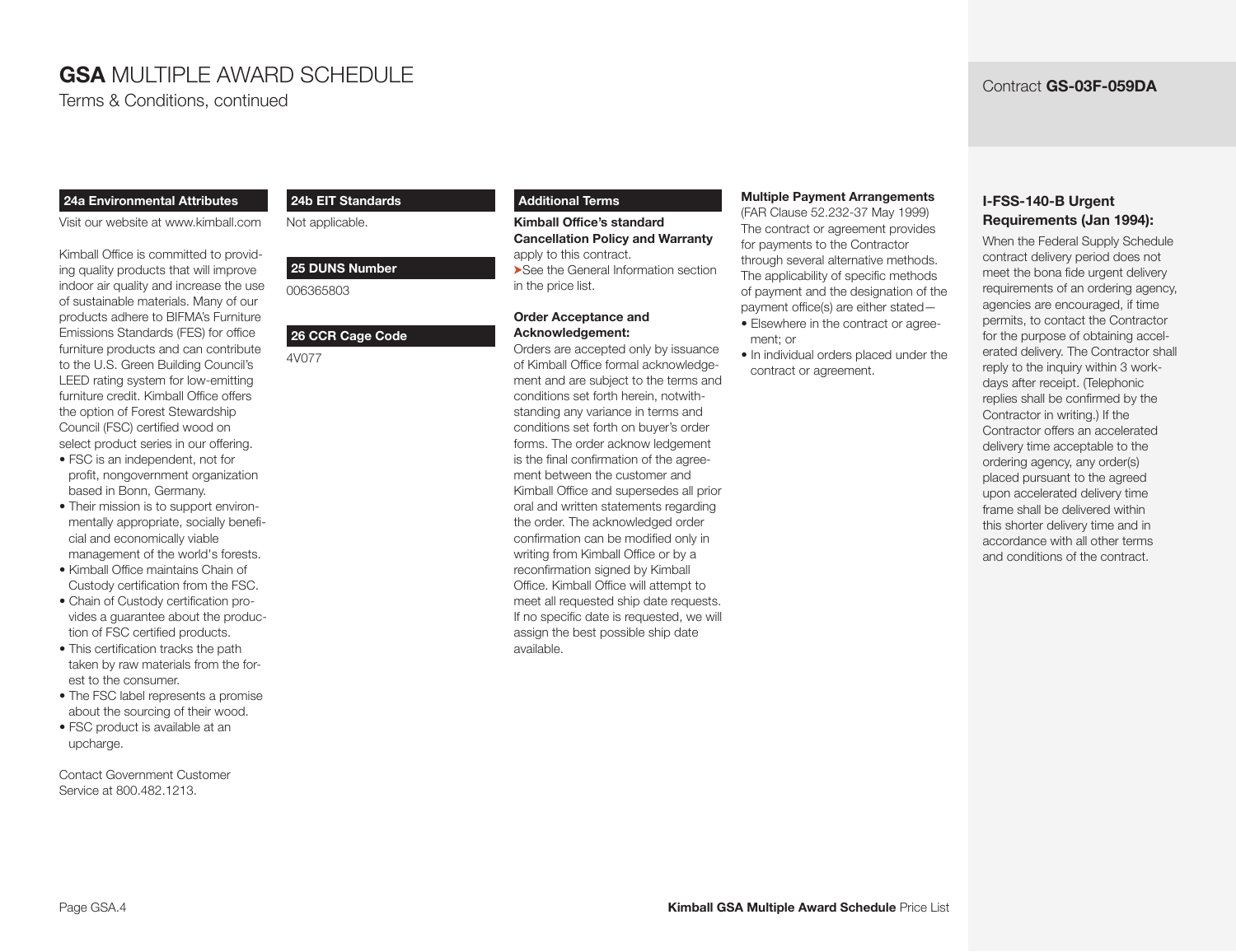# GSA MULTIPLE AWARD SCHEDULE

Terms & Conditions, continued

Contract **GS-03F-059DA**

### 24a Environmental Attributes

Visit our website at www.kimball.com

Kimball Office is committed to providing quality products that will improve indoor air quality and increase the use of sustainable materials. Many of our products adhere to BIFMA's Furniture Emissions Standards (FES) for office furniture products and can contribute to the U.S. Green Building Council's LEED rating system for low-emitting furniture credit. Kimball Office offers the option of Forest Stewardship Council (FSC) certified wood on select product series in our offering.

- FSC is an independent, not for profit, nongovernment organization based in Bonn, Germany.
- Their mission is to support environmentally appropriate, socially beneficial and economically viable management of the world's forests.
- Kimball Office maintains Chain of Custody certification from the FSC.
- Chain of Custody certification provides a guarantee about the production of FSC certified products.
- This certification tracks the path taken by raw materials from the forest to the consumer.
- The FSC label represents a promise about the sourcing of their wood.
- FSC product is available at an upcharge.

Contact Government Customer Service at 800.482.1213.

### 24b EIT Standards

Not applicable.

### 25 DUNS Number

006365803

### 26 CCR Cage Code

4V077

### Additional Terms

**Kimball Office's standard Cancellation Policy and Warranty** apply to this contract.

➤See the General Information section in the price list.

**Order Acceptance and Acknowledgement:**

Orders are accepted only by issuance of Kimball Office formal acknowledgement and are subject to the terms and conditions set forth herein, notwithstanding any variance in terms and conditions set forth on buyer's order forms. The order acknow ledgement is the final confirmation of the agreement between the customer and Kimball Office and supersedes all prior oral and written statements regarding the order. The acknowledged order confirmation can be modified only in writing from Kimball Office or by a reconfirmation signed by Kimball Office. Kimball Office will attempt to meet all requested ship date requests. If no specific date is requested, we will assign the best possible ship date available.

**Multiple Payment Arrangements**

(FAR Clause 52.232-37 May 1999)
The contract or agreement provides for payments to the Contractor through several alternative methods. The applicability of specific methods of payment and the designation of the payment office(s) are either stated—

- Elsewhere in the contract or agreement; or
- In individual orders placed under the contract or agreement.

### I-FSS-140-B Urgent Requirements (Jan 1994):

When the Federal Supply Schedule contract delivery period does not meet the bona fide urgent delivery requirements of an ordering agency, agencies are encouraged, if time permits, to contact the Contractor for the purpose of obtaining accelerated delivery. The Contractor shall reply to the inquiry within 3 workdays after receipt. (Telephonic replies shall be confirmed by the Contractor in writing.) If the Contractor offers an accelerated delivery time acceptable to the ordering agency, any order(s) placed pursuant to the agreed upon accelerated delivery time frame shall be delivered within this shorter delivery time and in accordance with all other terms and conditions of the contract.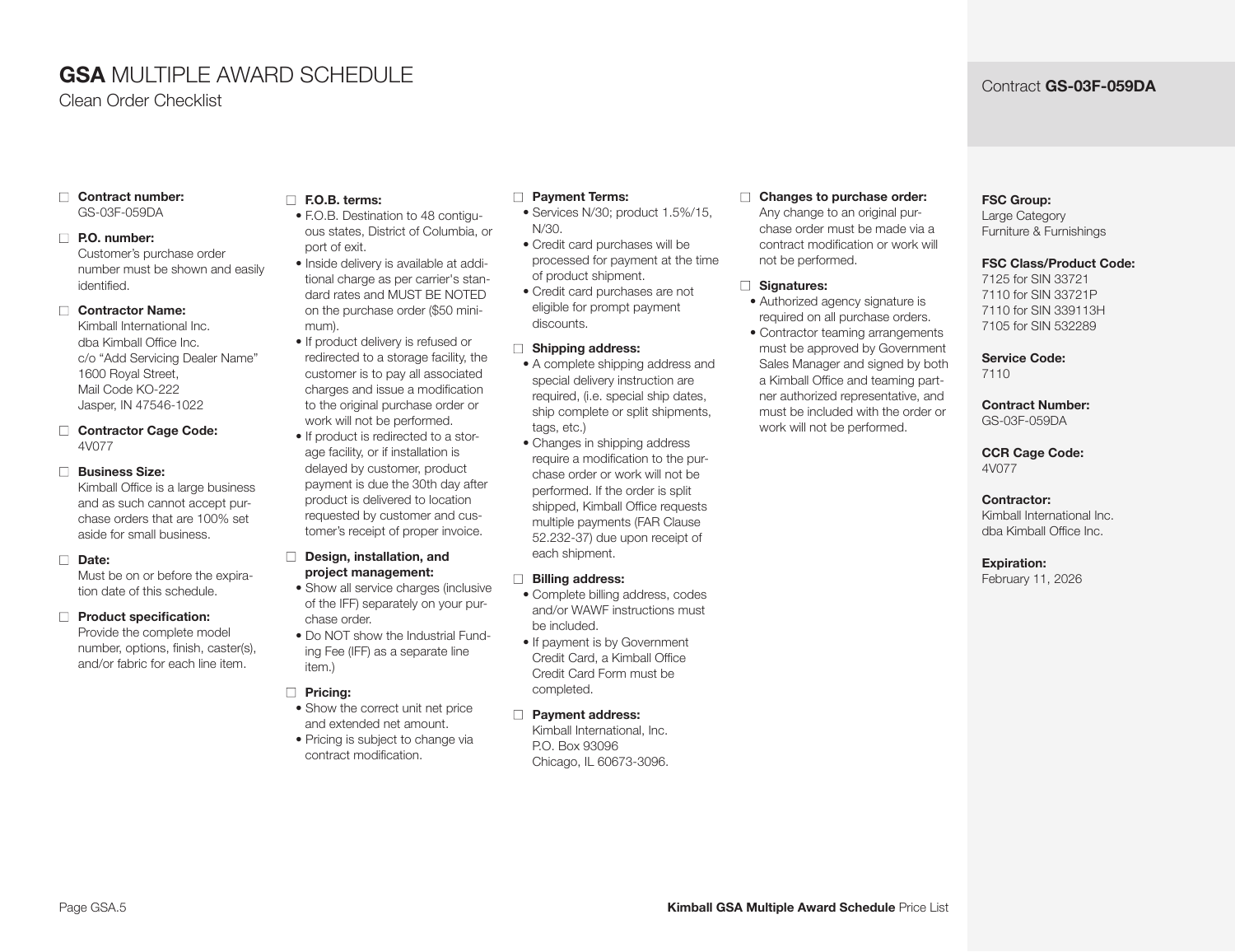# **GSA** MULTIPLE AWARD SCHEDULE

Clean Order Checklist

Contract **GS-03F-059DA**

- ☐ **Contract number:**
  GS-03F-059DA

- ☐ **P.O. number:**
  Customer's purchase order number must be shown and easily identified.

- ☐ **Contractor Name:**
  Kimball International Inc.
  dba Kimball Office Inc.
  c/o "Add Servicing Dealer Name"
  1600 Royal Street,
  Mail Code KO-222
  Jasper, IN 47546-1022

- ☐ **Contractor Cage Code:**
  4V077

- ☐ **Business Size:**
  Kimball Office is a large business and as such cannot accept purchase orders that are 100% set aside for small business.

- ☐ **Date:**
  Must be on or before the expiration date of this schedule.

- ☐ **Product specification:**
  Provide the complete model number, options, finish, caster(s), and/or fabric for each line item.

- ☐ **F.O.B. terms:**
  - F.O.B. Destination to 48 contiguous states, District of Columbia, or port of exit.
  - Inside delivery is available at additional charge as per carrier's standard rates and MUST BE NOTED on the purchase order ($50 minimum).
  - If product delivery is refused or redirected to a storage facility, the customer is to pay all associated charges and issue a modification to the original purchase order or work will not be performed.
  - If product is redirected to a storage facility, or if installation is delayed by customer, product payment is due the 30th day after product is delivered to location requested by customer and customer's receipt of proper invoice.

- ☐ **Design, installation, and project management:**
  - Show all service charges (inclusive of the IFF) separately on your purchase order.
  - Do NOT show the Industrial Funding Fee (IFF) as a separate line item.)

- ☐ **Pricing:**
  - Show the correct unit net price and extended net amount.
  - Pricing is subject to change via contract modification.

- ☐ **Payment Terms:**
  - Services N/30; product 1.5%/15, N/30.
  - Credit card purchases will be processed for payment at the time of product shipment.
  - Credit card purchases are not eligible for prompt payment discounts.

- ☐ **Shipping address:**
  - A complete shipping address and special delivery instruction are required, (i.e. special ship dates, ship complete or split shipments, tags, etc.)
  - Changes in shipping address require a modification to the purchase order or work will not be performed. If the order is split shipped, Kimball Office requests multiple payments (FAR Clause 52.232-37) due upon receipt of each shipment.

- ☐ **Billing address:**
  - Complete billing address, codes and/or WAWF instructions must be included.
  - If payment is by Government Credit Card, a Kimball Office Credit Card Form must be completed.

- ☐ **Payment address:**
  Kimball International, Inc.
  P.O. Box 93096
  Chicago, IL 60673-3096.

- ☐ **Changes to purchase order:**
  Any change to an original purchase order must be made via a contract modification or work will not be performed.

- ☐ **Signatures:**
  - Authorized agency signature is required on all purchase orders.
  - Contractor teaming arrangements must be approved by Government Sales Manager and signed by both a Kimball Office and teaming partner authorized representative, and must be included with the order or work will not be performed.

**FSC Group:**
Large Category
Furniture & Furnishings

**FSC Class/Product Code:**
7125 for SIN 33721
7110 for SIN 33721P
7110 for SIN 339113H
7105 for SIN 532289

**Service Code:**
7110

**Contract Number:**
GS-03F-059DA

**CCR Cage Code:**
4V077

**Contractor:**
Kimball International Inc.
dba Kimball Office Inc.

**Expiration:**
February 11, 2026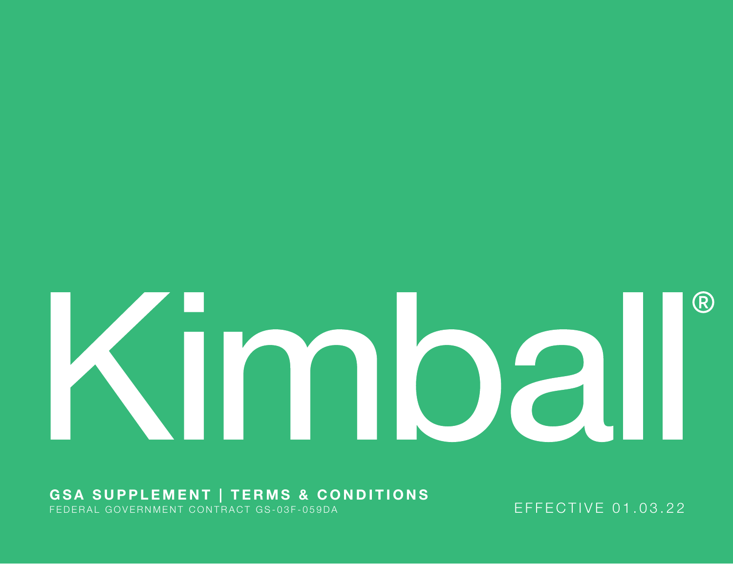# Kimball®

**GSA SUPPLEMENT | TERMS & CONDITIONS**

FEDERAL GOVERNMENT CONTRACT GS-03F-059DA

EFFECTIVE 01.03.22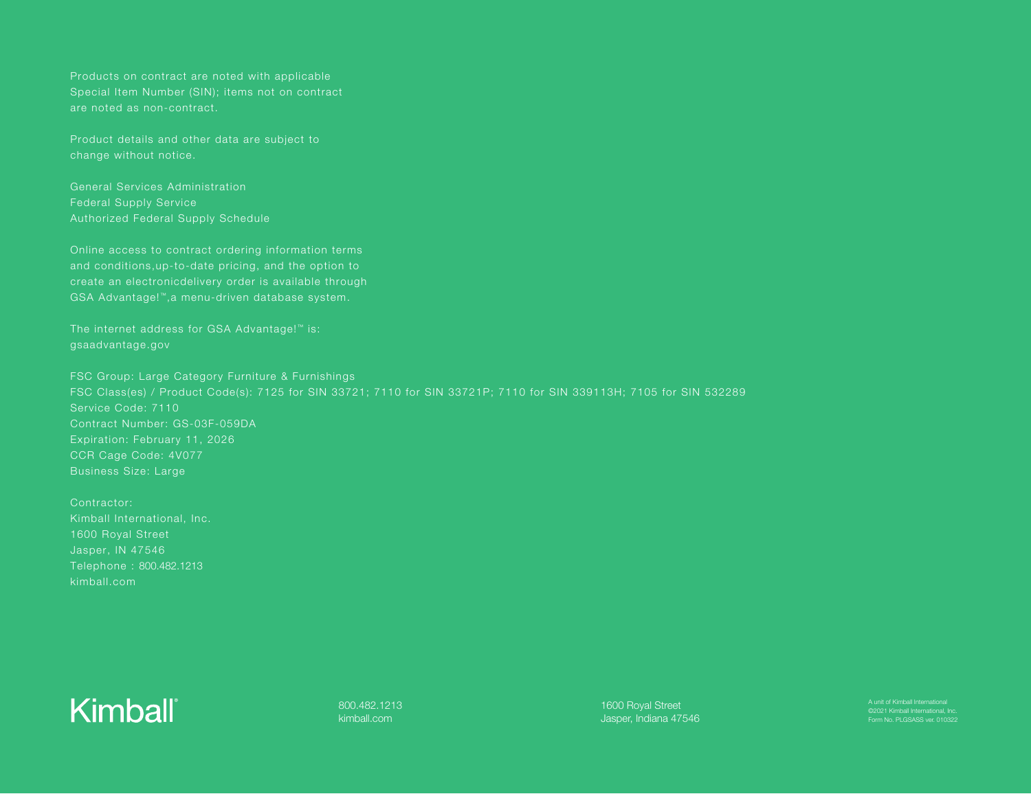Products on contract are noted with applicable Special Item Number (SIN); items not on contract are noted as non-contract.

Product details and other data are subject to change without notice.

General Services Administration
Federal Supply Service
Authorized Federal Supply Schedule

Online access to contract ordering information terms and conditions,up-to-date pricing, and the option to create an electronicdelivery order is available through GSA Advantage!™,a menu-driven database system.

The internet address for GSA Advantage!™ is:
gsaadvantage.gov

FSC Group: Large Category Furniture & Furnishings
FSC Class(es) / Product Code(s): 7125 for SIN 33721; 7110 for SIN 33721P; 7110 for SIN 339113H; 7105 for SIN 532289
Service Code: 7110
Contract Number: GS-03F-059DA
Expiration: February 11, 2026
CCR Cage Code: 4V077
Business Size: Large

Contractor:
Kimball International, Inc.
1600 Royal Street
Jasper, IN 47546
Telephone : 800.482.1213
kimball.com

Kimball®

800.482.1213
kimball.com

1600 Royal Street
Jasper, Indiana 47546

A unit of Kimball International
©2021 Kimball International, Inc.
Form No. PLGSASS ver. 010322